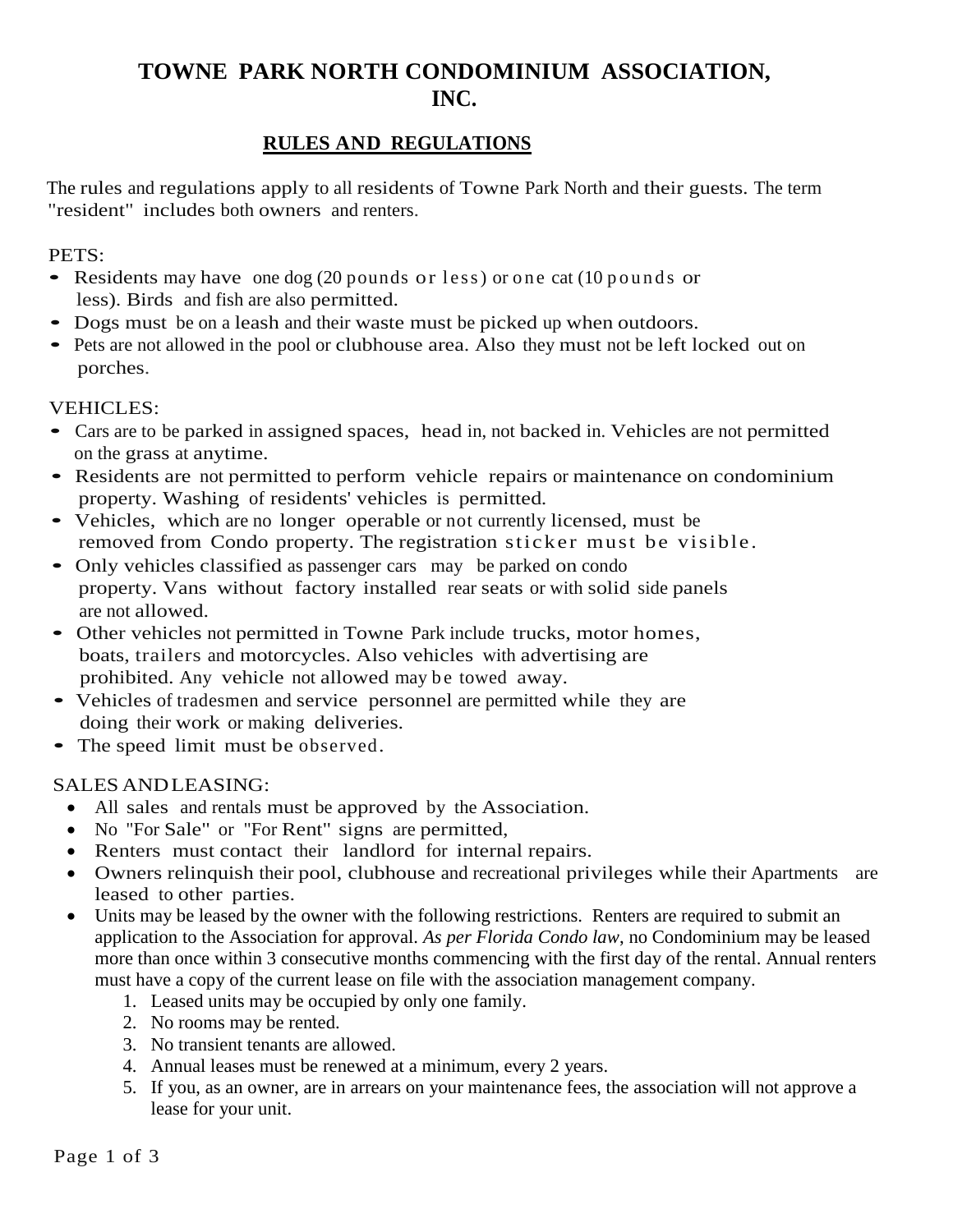# TOWNE PARK NORTH CONDOMINIUM ASSOCIATION, INC.

## RULES AND REGULATIONS

The rules and regulations apply to all residents of Towne Park North and their guests. The term "resident" includes both owners and renters.

PETS:

- Residents may have one dog (20 pounds or less) or one cat (10 pounds or less). Birds and fish are also permitted.
- Dogs must be on a leash and their waste must be picked up when outdoors.
- Pets are not allowed in the pool or clubhouse area. Also they must not be left locked out on porches.

VEHICLES:

- Cars are to be parked in assigned spaces, head in, not backed in. Vehicles are not permitted on the grass at anytime.
- Residents are not permitted to perform vehicle repairs or maintenance on condominium property. Washing of residents' vehicles is permitted.
- Vehicles, which are no longer operable or not currently licensed, must be removed from Condo property. The registration sticker must be visible.
- Only vehicles classified as passenger cars may be parked on condo property. Vans without factory installed rear seats or with solid side panels are not allowed.
- Other vehicles not permitted in Towne Park include trucks, motor homes, boats, trailers and motorcycles. Also vehicles with advertising are prohibited. Any vehicle not allowed may be towed away.
- Vehicles of tradesmen and service personnel are permitted while they are doing their work or making deliveries.
- The speed limit must be observed.

SALES AND LEASING:

- All sales and rentals must be approved by the Association.
- No "For Sale" or "For Rent" signs are permitted,
- Renters must contact their landlord for internal repairs.
- Owners relinquish their pool, clubhouse and recreational privileges while their Apartments are leased to other parties.
- Units may be leased by the owner with the following restrictions. Renters are required to submit an application to the Association for approval. *As per Florida Condo law*, no Condominium may be leased more than once within 3 consecutive months commencing with the first day of the rental. Annual renters must have a copy of the current lease on file with the association management company.
  1. Leased units may be occupied by only one family.
  2. No rooms may be rented.
  3. No transient tenants are allowed.
  4. Annual leases must be renewed at a minimum, every 2 years.
  5. If you, as an owner, are in arrears on your maintenance fees, the association will not approve a lease for your unit.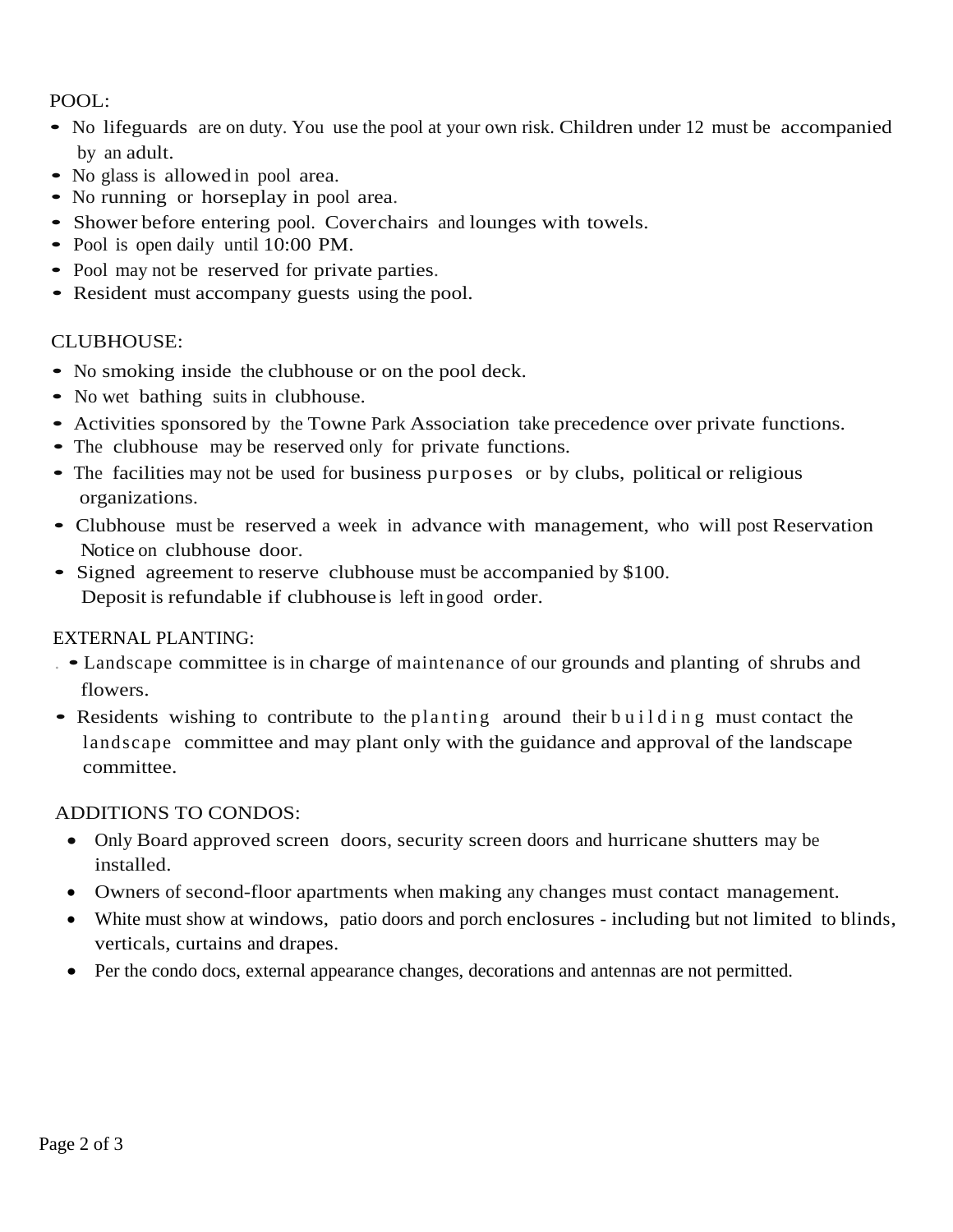POOL:

- No lifeguards are on duty. You use the pool at your own risk. Children under 12 must be accompanied by an adult.
- No glass is allowed in pool area.
- No running or horseplay in pool area.
- Shower before entering pool. Cover chairs and lounges with towels.
- Pool is open daily until 10:00 PM.
- Pool may not be reserved for private parties.
- Resident must accompany guests using the pool.

CLUBHOUSE:

- No smoking inside the clubhouse or on the pool deck.
- No wet bathing suits in clubhouse.
- Activities sponsored by the Towne Park Association take precedence over private functions.
- The clubhouse may be reserved only for private functions.
- The facilities may not be used for business purposes or by clubs, political or religious organizations.
- Clubhouse must be reserved a week in advance with management, who will post Reservation Notice on clubhouse door.
- Signed agreement to reserve clubhouse must be accompanied by $100.
  Deposit is refundable if clubhouse is left in good order.

EXTERNAL PLANTING:

- Landscape committee is in charge of maintenance of our grounds and planting of shrubs and flowers.
- Residents wishing to contribute to the planting around their building must contact the landscape committee and may plant only with the guidance and approval of the landscape committee.

ADDITIONS TO CONDOS:

- Only Board approved screen doors, security screen doors and hurricane shutters may be installed.
- Owners of second-floor apartments when making any changes must contact management.
- White must show at windows, patio doors and porch enclosures - including but not limited to blinds, verticals, curtains and drapes.
- Per the condo docs, external appearance changes, decorations and antennas are not permitted.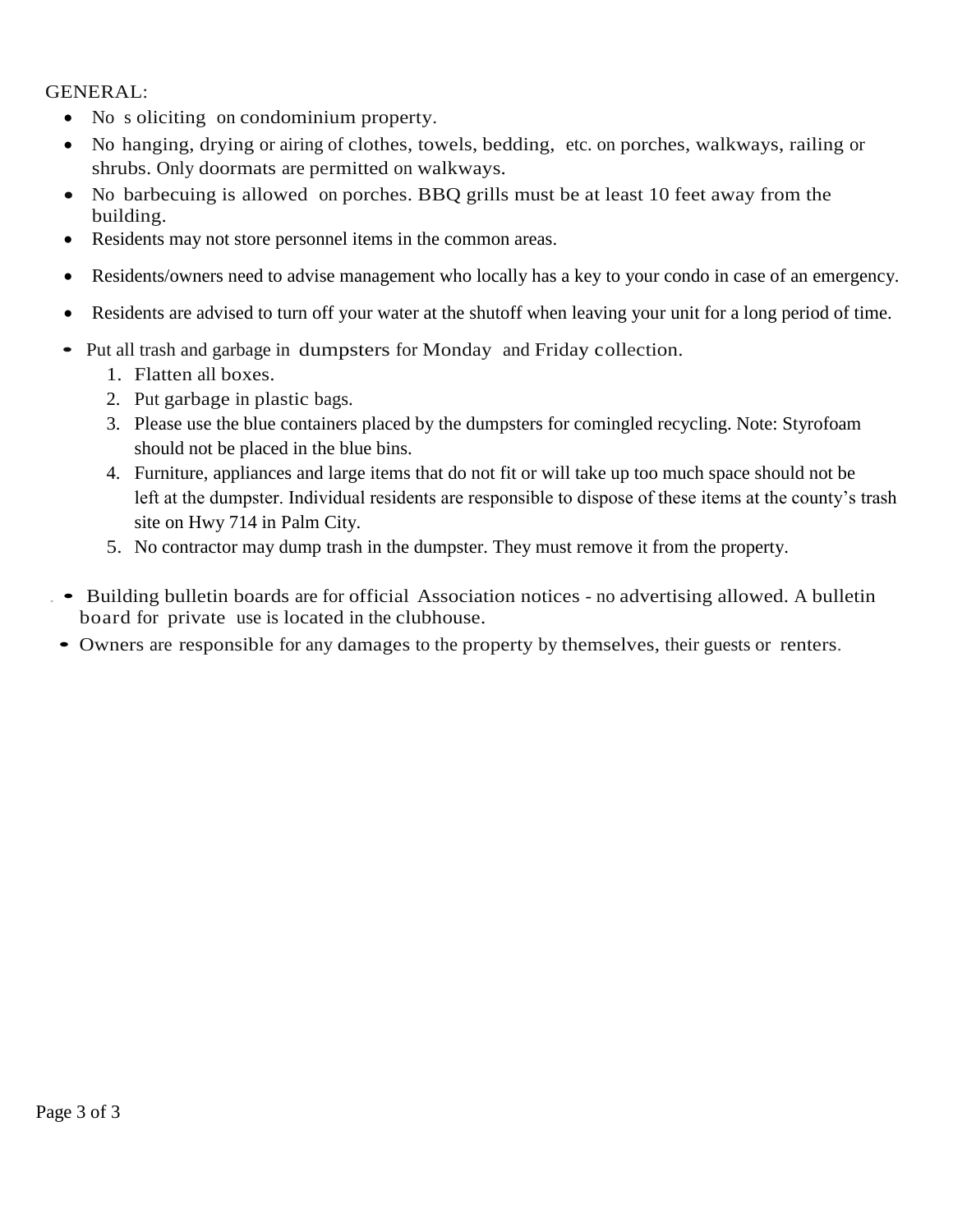GENERAL:

- No soliciting on condominium property.
- No hanging, drying or airing of clothes, towels, bedding, etc. on porches, walkways, railing or shrubs. Only doormats are permitted on walkways.
- No barbecuing is allowed on porches. BBQ grills must be at least 10 feet away from the building.
- Residents may not store personnel items in the common areas.
- Residents/owners need to advise management who locally has a key to your condo in case of an emergency.
- Residents are advised to turn off your water at the shutoff when leaving your unit for a long period of time.
- Put all trash and garbage in dumpsters for Monday and Friday collection.
    1. Flatten all boxes.
    2. Put garbage in plastic bags.
    3. Please use the blue containers placed by the dumpsters for comingled recycling. Note: Styrofoam should not be placed in the blue bins.
    4. Furniture, appliances and large items that do not fit or will take up too much space should not be left at the dumpster. Individual residents are responsible to dispose of these items at the county's trash site on Hwy 714 in Palm City.
    5. No contractor may dump trash in the dumpster. They must remove it from the property.
- Building bulletin boards are for official Association notices - no advertising allowed. A bulletin board for private use is located in the clubhouse.
- Owners are responsible for any damages to the property by themselves, their guests or renters.